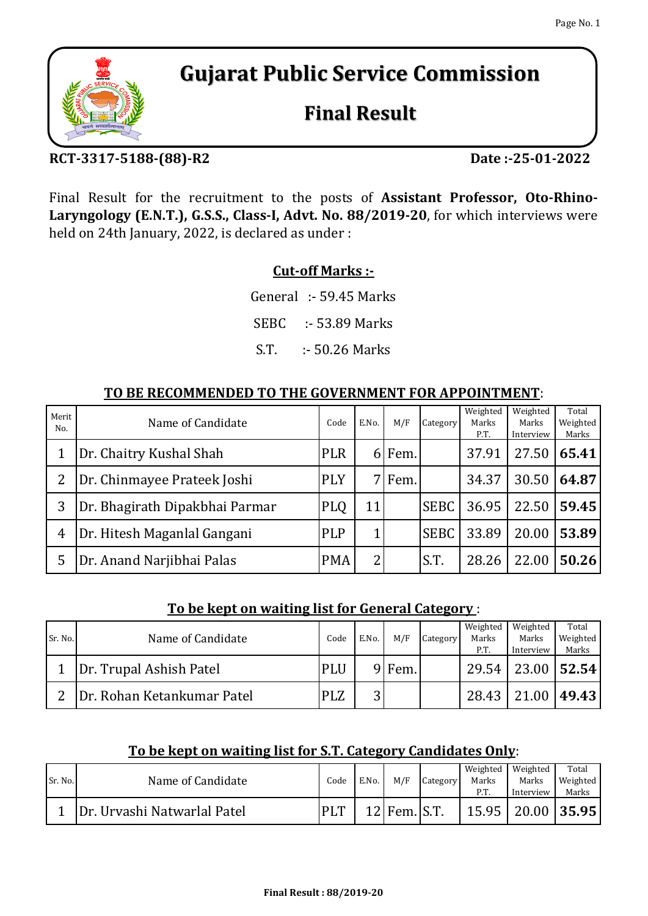# Gujarat Public Service Commission

## Final Result

**RCT-3317-5188-(88)-R2** **Date :-25-01-2022**

Final Result for the recruitment to the posts of **Assistant Professor, Oto-Rhino-Laryngology (E.N.T.), G.S.S., Class-I, Advt. No. 88/2019-20**, for which interviews were held on 24th January, 2022, is declared as under :

**Cut-off Marks :-**

General :- 59.45 Marks

SEBC :- 53.89 Marks

S.T. :- 50.26 Marks

**TO BE RECOMMENDED TO THE GOVERNMENT FOR APPOINTMENT**:

| Merit No. | Name of Candidate | Code | E.No. | M/F | Category | Weighted Marks P.T. | Weighted Marks Interview | Total Weighted Marks |
|---|---|---|---|---|---|---|---|---|
| 1 | Dr. Chaitry Kushal Shah | PLR | 6 | Fem. | | 37.91 | 27.50 | **65.41** |
| 2 | Dr. Chinmayee Prateek Joshi | PLY | 7 | Fem. | | 34.37 | 30.50 | **64.87** |
| 3 | Dr. Bhagirath Dipakbhai Parmar | PLQ | 11 | | SEBC | 36.95 | 22.50 | **59.45** |
| 4 | Dr. Hitesh Maganlal Gangani | PLP | 1 | | SEBC | 33.89 | 20.00 | **53.89** |
| 5 | Dr. Anand Narjibhai Palas | PMA | 2 | | S.T. | 28.26 | 22.00 | **50.26** |

**To be kept on waiting list for General Category** :

| Sr. No. | Name of Candidate | Code | E.No. | M/F | Category | Weighted Marks P.T. | Weighted Marks Interview | Total Weighted Marks |
|---|---|---|---|---|---|---|---|---|
| 1 | Dr. Trupal Ashish Patel | PLU | 9 | Fem. | | 29.54 | 23.00 | **52.54** |
| 2 | Dr. Rohan Ketankumar Patel | PLZ | 3 | | | 28.43 | 21.00 | **49.43** |

**To be kept on waiting list for S.T. Category Candidates Only**:

| Sr. No. | Name of Candidate | Code | E.No. | M/F | Category | Weighted Marks P.T. | Weighted Marks Interview | Total Weighted Marks |
|---|---|---|---|---|---|---|---|---|
| 1 | Dr. Urvashi Natwarlal Patel | PLT | 12 | Fem. | S.T. | 15.95 | 20.00 | **35.95** |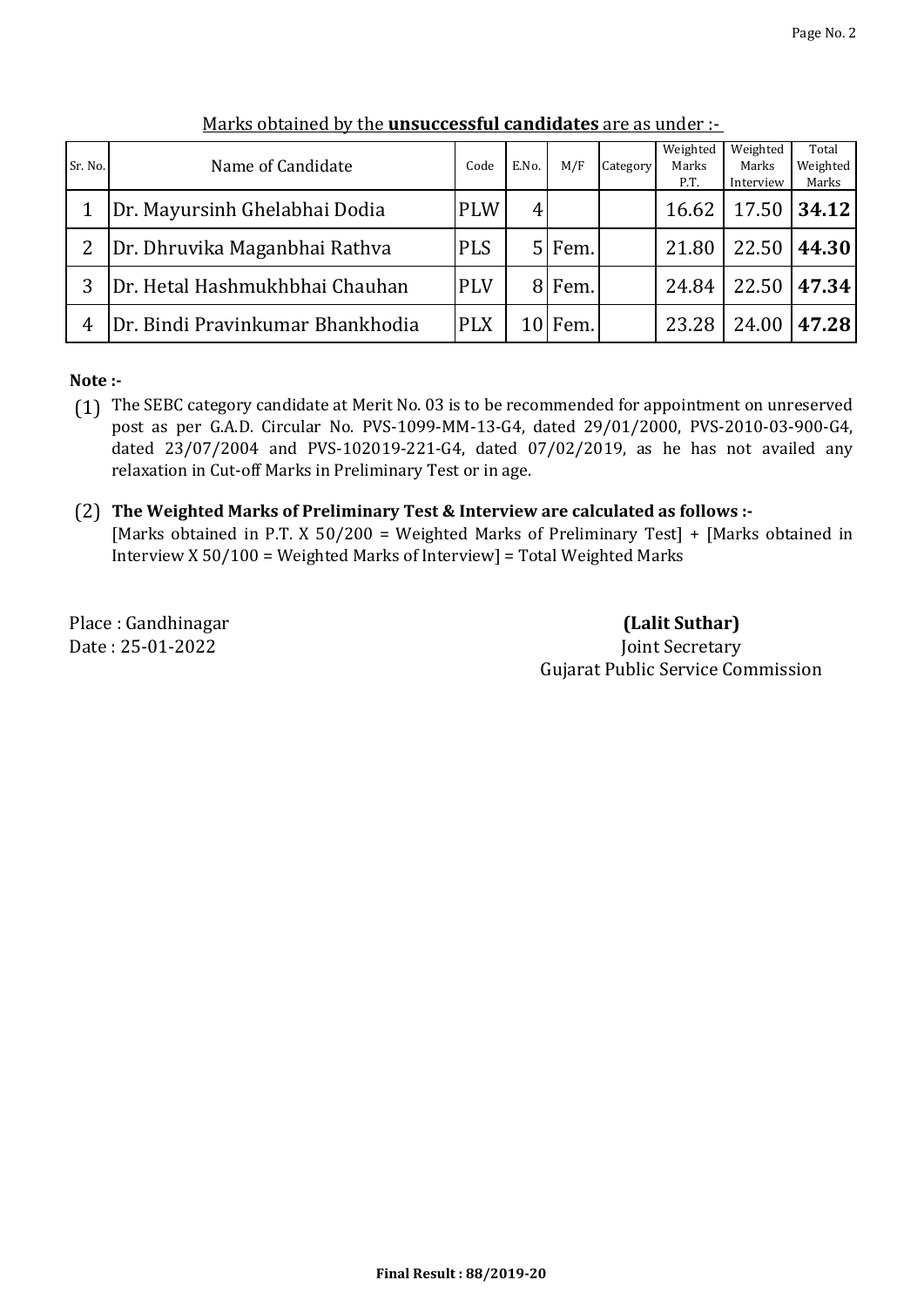Marks obtained by the **unsuccessful candidates** are as under :-

| Sr. No. | Name of Candidate | Code | E.No. | M/F | Category | Weighted Marks P.T. | Weighted Marks Interview | Total Weighted Marks |
|---|---|---|---|---|---|---|---|---|
| 1 | Dr. Mayursinh Ghelabhai Dodia | PLW | 4 | | | 16.62 | 17.50 | **34.12** |
| 2 | Dr. Dhruvika Maganbhai Rathva | PLS | 5 | Fem. | | 21.80 | 22.50 | **44.30** |
| 3 | Dr. Hetal Hashmukhbhai Chauhan | PLV | 8 | Fem. | | 24.84 | 22.50 | **47.34** |
| 4 | Dr. Bindi Pravinkumar Bhankhodia | PLX | 10 | Fem. | | 23.28 | 24.00 | **47.28** |

**Note :-**

(1) The SEBC category candidate at Merit No. 03 is to be recommended for appointment on unreserved post as per G.A.D. Circular No. PVS-1099-MM-13-G4, dated 29/01/2000, PVS-2010-03-900-G4, dated 23/07/2004 and PVS-102019-221-G4, dated 07/02/2019, as he has not availed any relaxation in Cut-off Marks in Preliminary Test or in age.

(2) **The Weighted Marks of Preliminary Test & Interview are calculated as follows :-**
[Marks obtained in P.T. X 50/200 = Weighted Marks of Preliminary Test] + [Marks obtained in Interview X 50/100 = Weighted Marks of Interview] = Total Weighted Marks

Place : Gandhinagar
Date : 25-01-2022

**(Lalit Suthar)**
Joint Secretary
Gujarat Public Service Commission

**Final Result : 88/2019-20**